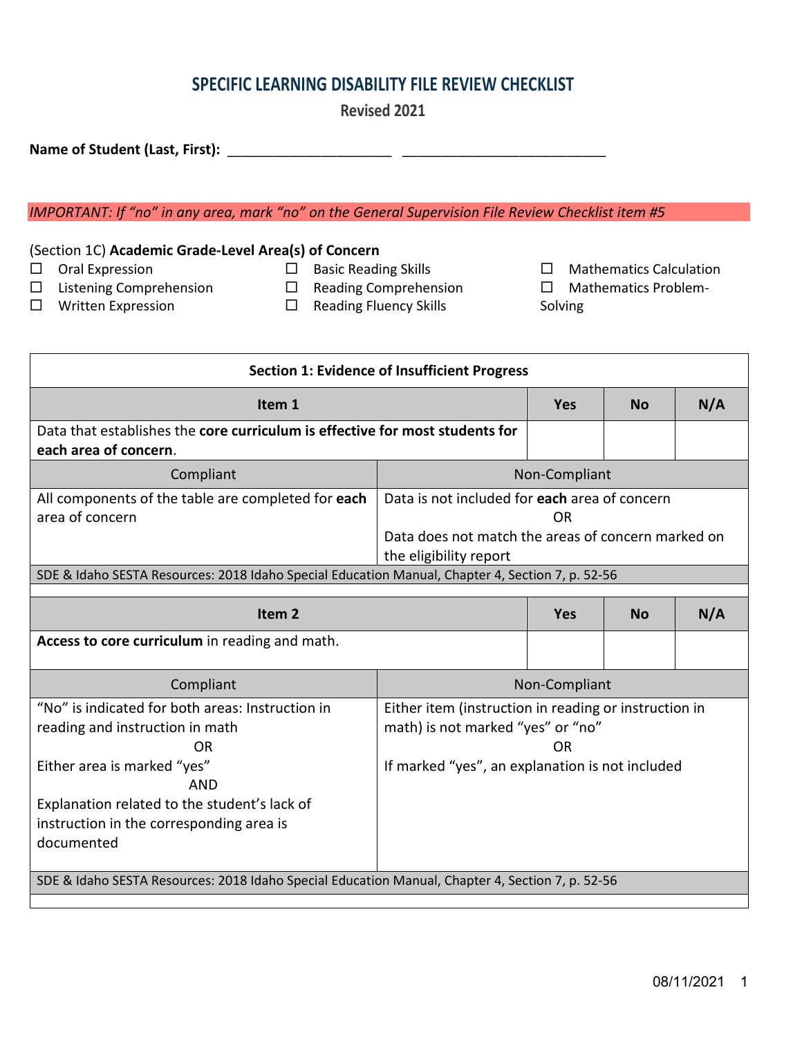# SPECIFIC LEARNING DISABILITY FILE REVIEW CHECKLIST

**Revised 2021**

**Name of Student (Last, First):** ______________________ ___________________________

*IMPORTANT: If "no" in any area, mark "no" on the General Supervision File Review Checklist item #5*

(Section 1C) **Academic Grade-Level Area(s) of Concern**

- ☐ Oral Expression
- ☐ Listening Comprehension
- ☐ Written Expression
- ☐ Basic Reading Skills
- ☐ Reading Comprehension
- ☐ Reading Fluency Skills
- ☐ Mathematics Calculation
- ☐ Mathematics Problem-Solving

**Section 1: Evidence of Insufficient Progress**

| Item 1 | Yes | No | N/A |
|---|---|---|---|
| Data that establishes the **core curriculum is effective for most students for each area of concern**. | | | |

| Compliant | Non-Compliant |
|---|---|
| All components of the table are completed for **each** area of concern | Data is not included for **each** area of concern<br>OR<br>Data does not match the areas of concern marked on the eligibility report |

SDE & Idaho SESTA Resources: 2018 Idaho Special Education Manual, Chapter 4, Section 7, p. 52-56

| Item 2 | Yes | No | N/A |
|---|---|---|---|
| **Access to core curriculum** in reading and math. | | | |

| Compliant | Non-Compliant |
|---|---|
| "No" is indicated for both areas: Instruction in reading and instruction in math<br>OR<br>Either area is marked "yes"<br>AND<br>Explanation related to the student's lack of instruction in the corresponding area is documented | Either item (instruction in reading or instruction in math) is not marked "yes" or "no"<br>OR<br>If marked "yes", an explanation is not included |

SDE & Idaho SESTA Resources: 2018 Idaho Special Education Manual, Chapter 4, Section 7, p. 52-56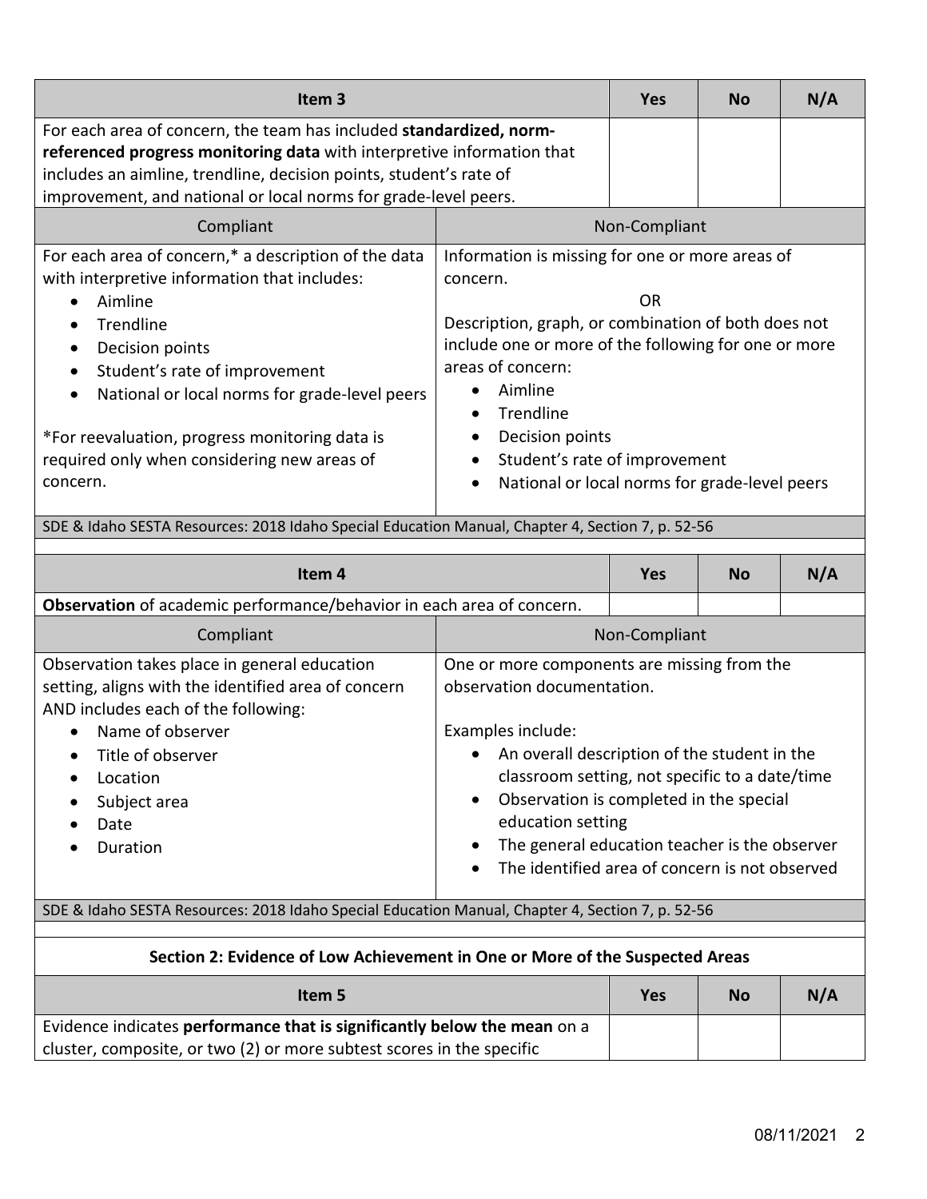| Item 3 | Yes | No | N/A |
|---|---|---|---|
| For each area of concern, the team has included **standardized, norm-referenced progress monitoring data** with interpretive information that includes an aimline, trendline, decision points, student's rate of improvement, and national or local norms for grade-level peers. | | | |

| Compliant | Non-Compliant |
|---|---|
| For each area of concern,* a description of the data with interpretive information that includes:<br>• Aimline<br>• Trendline<br>• Decision points<br>• Student's rate of improvement<br>• National or local norms for grade-level peers<br><br>*For reevaluation, progress monitoring data is required only when considering new areas of concern. | Information is missing for one or more areas of concern.<br>OR<br>Description, graph, or combination of both does not include one or more of the following for one or more areas of concern:<br>• Aimline<br>• Trendline<br>• Decision points<br>• Student's rate of improvement<br>• National or local norms for grade-level peers |

SDE & Idaho SESTA Resources: 2018 Idaho Special Education Manual, Chapter 4, Section 7, p. 52-56

| Item 4 | Yes | No | N/A |
|---|---|---|---|
| **Observation** of academic performance/behavior in each area of concern. | | | |

| Compliant | Non-Compliant |
|---|---|
| Observation takes place in general education setting, aligns with the identified area of concern AND includes each of the following:<br>• Name of observer<br>• Title of observer<br>• Location<br>• Subject area<br>• Date<br>• Duration | One or more components are missing from the observation documentation.<br><br>Examples include:<br>• An overall description of the student in the classroom setting, not specific to a date/time<br>• Observation is completed in the special education setting<br>• The general education teacher is the observer<br>• The identified area of concern is not observed |

SDE & Idaho SESTA Resources: 2018 Idaho Special Education Manual, Chapter 4, Section 7, p. 52-56

## Section 2: Evidence of Low Achievement in One or More of the Suspected Areas

| Item 5 | Yes | No | N/A |
|---|---|---|---|
| Evidence indicates **performance that is significantly below the mean** on a cluster, composite, or two (2) or more subtest scores in the specific | | | |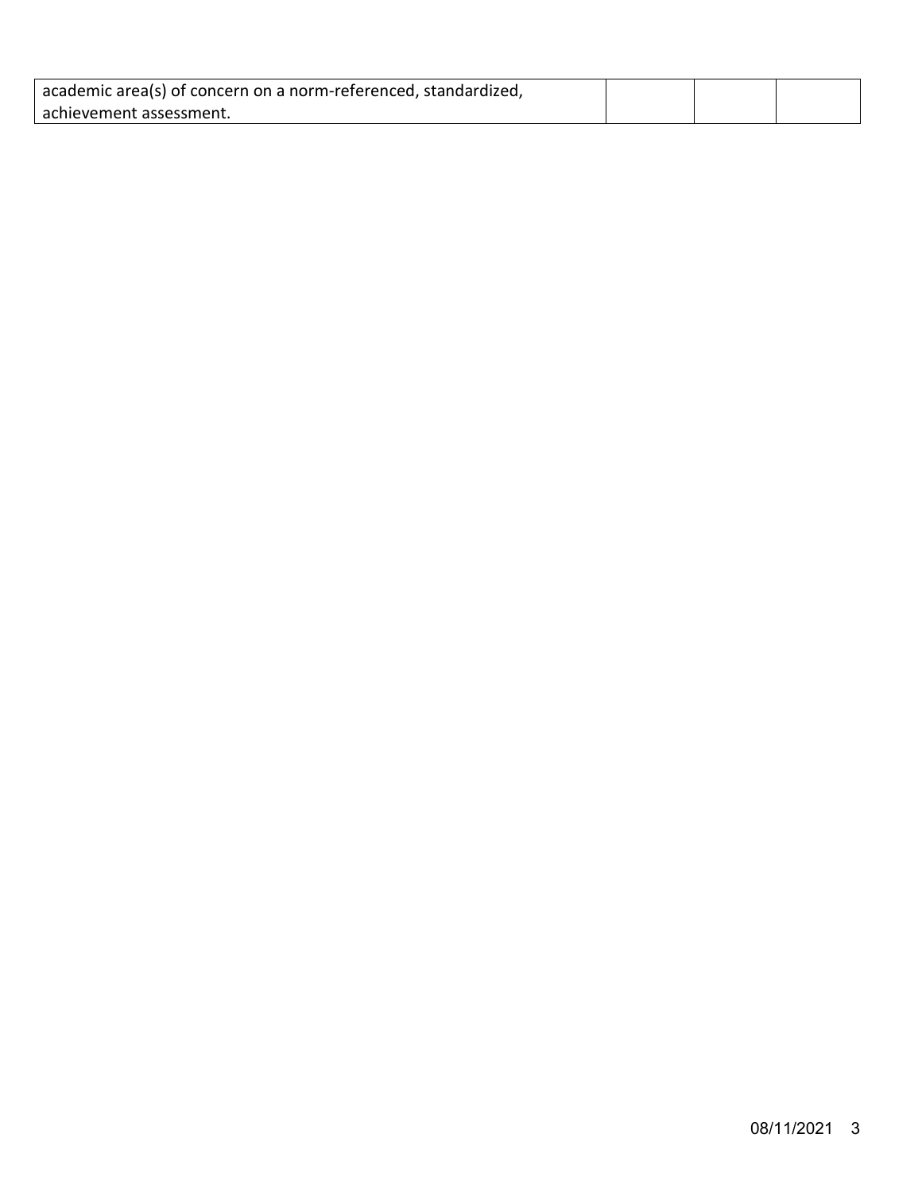| | | | |
|---|---|---|---|
| academic area(s) of concern on a norm-referenced, standardized, achievement assessment. | | | |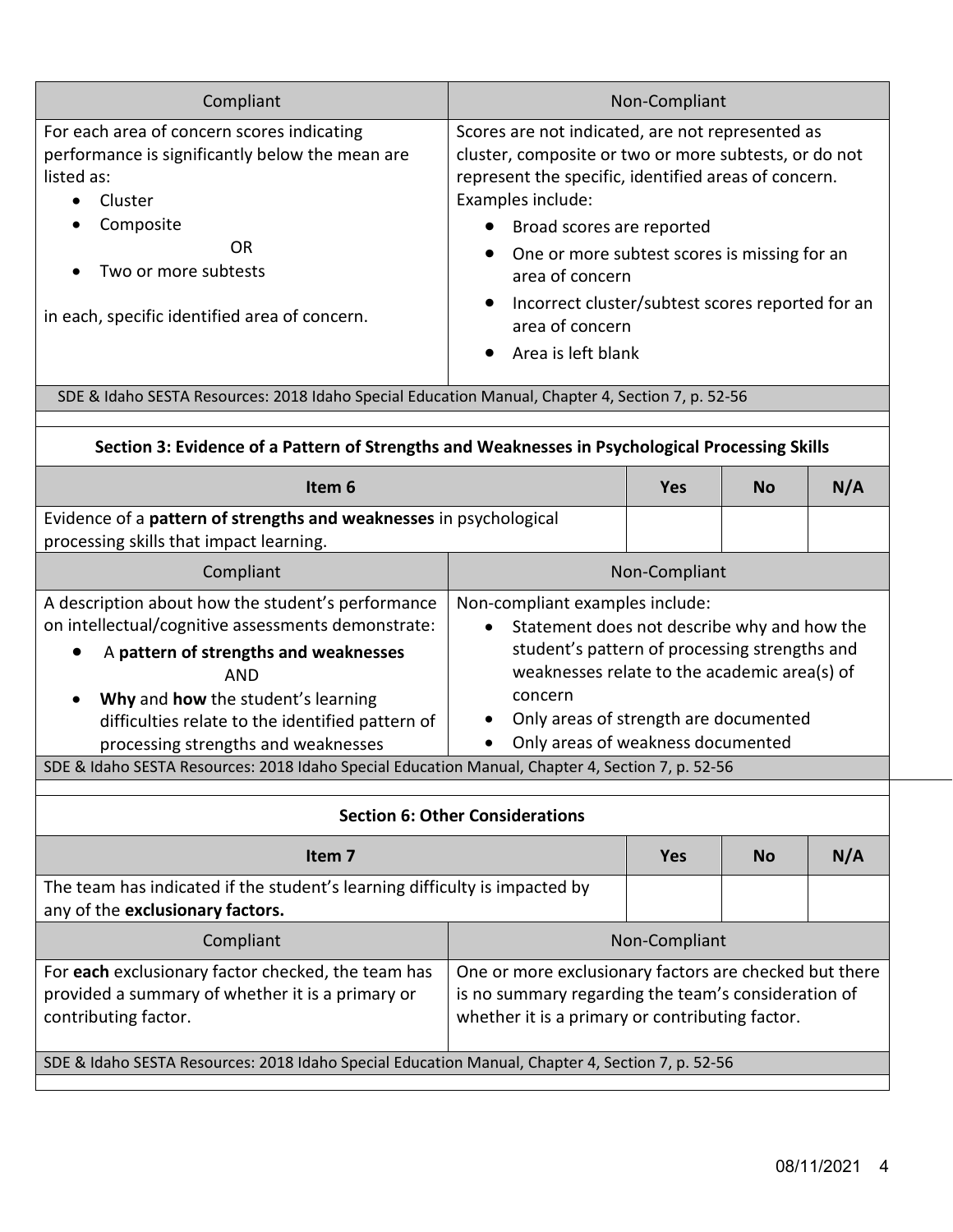| Compliant | Non-Compliant |
| --- | --- |
| For each area of concern scores indicating performance is significantly below the mean are listed as: <br>• Cluster <br>• Composite <br>OR <br>• Two or more subtests <br><br>in each, specific identified area of concern. | Scores are not indicated, are not represented as cluster, composite or two or more subtests, or do not represent the specific, identified areas of concern. Examples include: <br>• Broad scores are reported <br>• One or more subtest scores is missing for an area of concern <br>• Incorrect cluster/subtest scores reported for an area of concern <br>• Area is left blank |

SDE & Idaho SESTA Resources: 2018 Idaho Special Education Manual, Chapter 4, Section 7, p. 52-56

## Section 3: Evidence of a Pattern of Strengths and Weaknesses in Psychological Processing Skills

| Item 6 | Yes | No | N/A |
| --- | --- | --- | --- |
| Evidence of a **pattern of strengths and weaknesses** in psychological processing skills that impact learning. | | | |

| Compliant | Non-Compliant |
| --- | --- |
| A description about how the student's performance on intellectual/cognitive assessments demonstrate: <br>• A **pattern of strengths and weaknesses** <br>AND <br>• **Why** and **how** the student's learning difficulties relate to the identified pattern of processing strengths and weaknesses | Non-compliant examples include: <br>• Statement does not describe why and how the student's pattern of processing strengths and weaknesses relate to the academic area(s) of concern <br>• Only areas of strength are documented <br>• Only areas of weakness documented |

SDE & Idaho SESTA Resources: 2018 Idaho Special Education Manual, Chapter 4, Section 7, p. 52-56

## Section 6: Other Considerations

| Item 7 | Yes | No | N/A |
| --- | --- | --- | --- |
| The team has indicated if the student's learning difficulty is impacted by any of the **exclusionary factors.** | | | |

| Compliant | Non-Compliant |
| --- | --- |
| For **each** exclusionary factor checked, the team has provided a summary of whether it is a primary or contributing factor. | One or more exclusionary factors are checked but there is no summary regarding the team's consideration of whether it is a primary or contributing factor. |

SDE & Idaho SESTA Resources: 2018 Idaho Special Education Manual, Chapter 4, Section 7, p. 52-56

08/11/2021